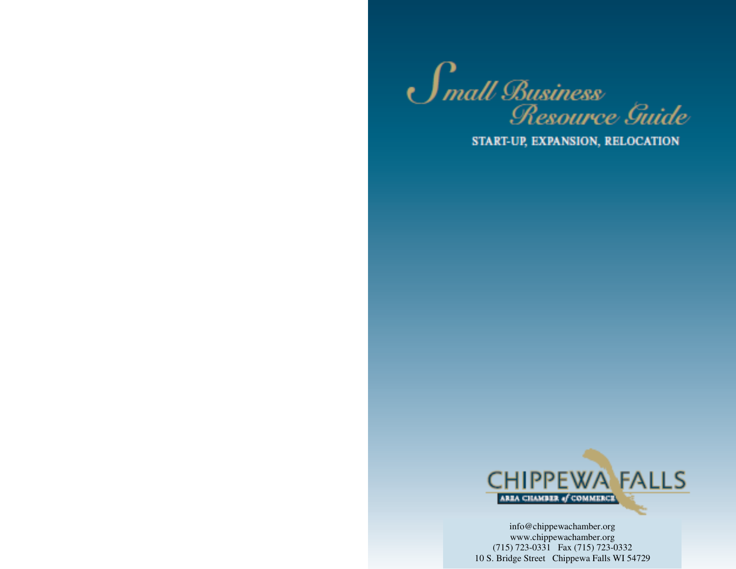# Small Business Resource Guide

START-UP, EXPANSION, RELOCATION

CHIPPEWA FALLS
AREA CHAMBER of COMMERCE

info@chippewachamber.org
www.chippewachamber.org
(715) 723-0331 Fax (715) 723-0332
10 S. Bridge Street Chippewa Falls WI 54729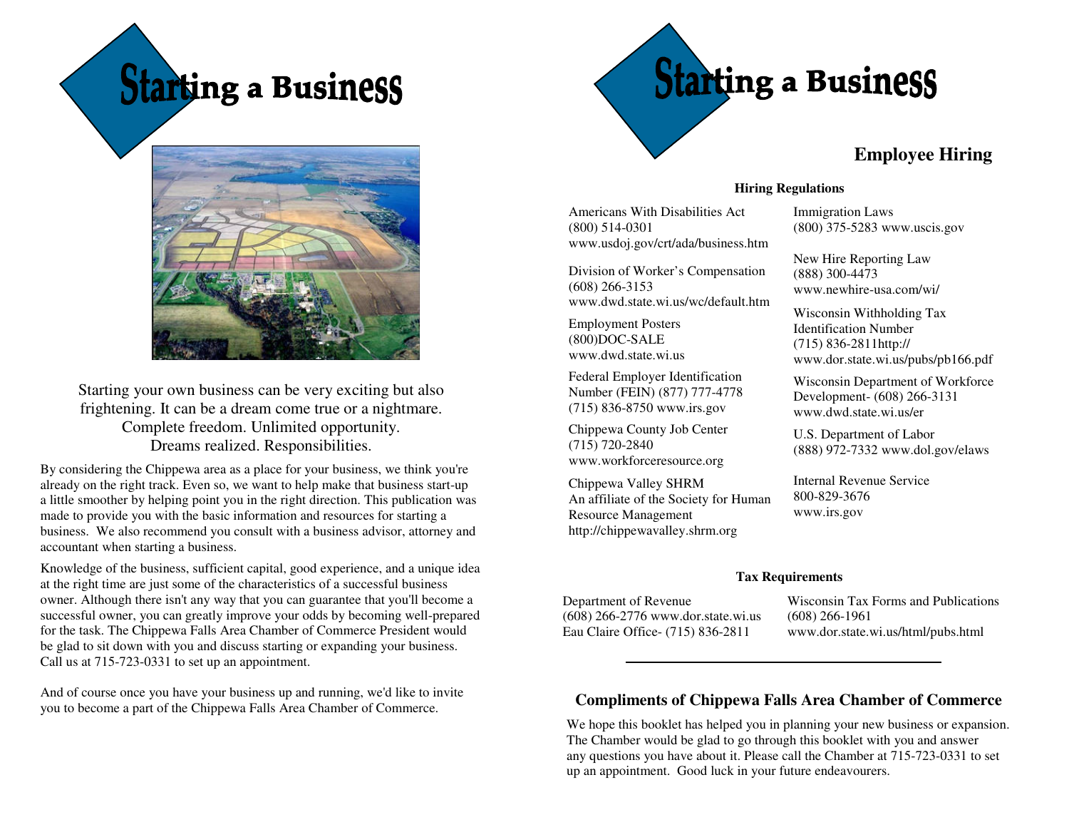# Starting a Business

Starting your own business can be very exciting but also frightening. It can be a dream come true or a nightmare. Complete freedom. Unlimited opportunity. Dreams realized. Responsibilities.

By considering the Chippewa area as a place for your business, we think you're already on the right track. Even so, we want to help make that business start-up a little smoother by helping point you in the right direction. This publication was made to provide you with the basic information and resources for starting a business. We also recommend you consult with a business advisor, attorney and accountant when starting a business.

Knowledge of the business, sufficient capital, good experience, and a unique idea at the right time are just some of the characteristics of a successful business owner. Although there isn't any way that you can guarantee that you'll become a successful owner, you can greatly improve your odds by becoming well-prepared for the task. The Chippewa Falls Area Chamber of Commerce President would be glad to sit down with you and discuss starting or expanding your business. Call us at 715-723-0331 to set up an appointment.

And of course once you have your business up and running, we'd like to invite you to become a part of the Chippewa Falls Area Chamber of Commerce.

# Starting a Business

## Employee Hiring

### Hiring Regulations

Americans With Disabilities Act
(800) 514-0301
www.usdoj.gov/crt/ada/business.htm

Division of Worker's Compensation
(608) 266-3153
www.dwd.state.wi.us/wc/default.htm

Employment Posters
(800)DOC-SALE
www.dwd.state.wi.us

Federal Employer Identification Number (FEIN) (877) 777-4778
(715) 836-8750 www.irs.gov

Chippewa County Job Center
(715) 720-2840
www.workforceresource.org

Chippewa Valley SHRM
An affiliate of the Society for Human Resource Management
http://chippewavalley.shrm.org

Immigration Laws
(800) 375-5283 www.uscis.gov

New Hire Reporting Law
(888) 300-4473
www.newhire-usa.com/wi/

Wisconsin Withholding Tax Identification Number
(715) 836-2811http://
www.dor.state.wi.us/pubs/pb166.pdf

Wisconsin Department of Workforce Development- (608) 266-3131
www.dwd.state.wi.us/er

U.S. Department of Labor
(888) 972-7332 www.dol.gov/elaws

Internal Revenue Service
800-829-3676
www.irs.gov

### Tax Requirements

Department of Revenue
(608) 266-2776 www.dor.state.wi.us
Eau Claire Office- (715) 836-2811

Wisconsin Tax Forms and Publications
(608) 266-1961
www.dor.state.wi.us/html/pubs.html

---

## Compliments of Chippewa Falls Area Chamber of Commerce

We hope this booklet has helped you in planning your new business or expansion. The Chamber would be glad to go through this booklet with you and answer any questions you have about it. Please call the Chamber at 715-723-0331 to set up an appointment. Good luck in your future endeavourers.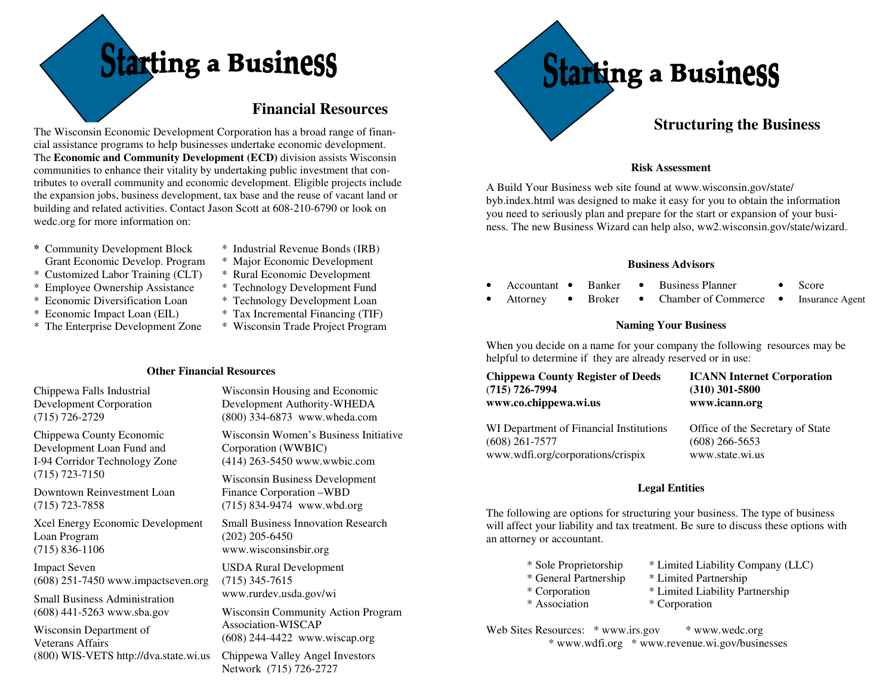# Starting a Business

## Financial Resources

The Wisconsin Economic Development Corporation has a broad range of financial assistance programs to help businesses undertake economic development. The **Economic and Community Development (ECD)** division assists Wisconsin communities to enhance their vitality by undertaking public investment that contributes to overall community and economic development. Eligible projects include the expansion jobs, business development, tax base and the reuse of vacant land or building and related activities. Contact Jason Scott at 608-210-6790 or look on wedc.org for more information on:

* Community Development Block Grant Economic Develop. Program
* Customized Labor Training (CLT)
* Employee Ownership Assistance
* Economic Diversification Loan
* Economic Impact Loan (EIL)
* The Enterprise Development Zone
* Industrial Revenue Bonds (IRB)
* Major Economic Development
* Rural Economic Development
* Technology Development Fund
* Technology Development Loan
* Tax Incremental Financing (TIF)
* Wisconsin Trade Project Program

### Other Financial Resources

Chippewa Falls Industrial Development Corporation
(715) 726-2729

Chippewa County Economic Development Loan Fund and I-94 Corridor Technology Zone
(715) 723-7150

Downtown Reinvestment Loan
(715) 723-7858

Xcel Energy Economic Development Loan Program
(715) 836-1106

Impact Seven
(608) 251-7450 www.impactseven.org

Small Business Administration
(608) 441-5263 www.sba.gov

Wisconsin Department of Veterans Affairs
(800) WIS-VETS http://dva.state.wi.us

Wisconsin Housing and Economic Development Authority-WHEDA
(800) 334-6873 www.wheda.com

Wisconsin Women's Business Initiative Corporation (WWBIC)
(414) 263-5450 www.wwbic.com

Wisconsin Business Development Finance Corporation –WBD
(715) 834-9474 www.wbd.org

Small Business Innovation Research
(202) 205-6450
www.wisconsinsbir.org

USDA Rural Development
(715) 345-7615
www.rurdev.usda.gov/wi

Wisconsin Community Action Program Association-WISCAP
(608) 244-4422 www.wiscap.org

Chippewa Valley Angel Investors Network (715) 726-2727

# Starting a Business

## Structuring the Business

### Risk Assessment

A Build Your Business web site found at www.wisconsin.gov/state/byb.index.html was designed to make it easy for you to obtain the information you need to seriously plan and prepare for the start or expansion of your business. The new Business Wizard can help also, ww2.wisconsin.gov/state/wizard.

### Business Advisors

- Accountant
- Banker
- Business Planner
- Score
- Attorney
- Broker
- Chamber of Commerce
- Insurance Agent

### Naming Your Business

When you decide on a name for your company the following resources may be helpful to determine if they are already reserved or in use:

**Chippewa County Register of Deeds**
**(715) 726-7994**
**www.co.chippewa.wi.us**

**ICANN Internet Corporation**
**(310) 301-5800**
**www.icann.org**

WI Department of Financial Institutions
(608) 261-7577
www.wdfi.org/corporations/crispix

Office of the Secretary of State
(608) 266-5653
www.state.wi.us

### Legal Entities

The following are options for structuring your business. The type of business will affect your liability and tax treatment. Be sure to discuss these options with an attorney or accountant.

* Sole Proprietorship
* General Partnership
* Corporation
* Association
* Limited Liability Company (LLC)
* Limited Partnership
* Limited Liability Partnership
* Corporation

Web Sites Resources: * www.irs.gov * www.wedc.org * www.wdfi.org * www.revenue.wi.gov/businesses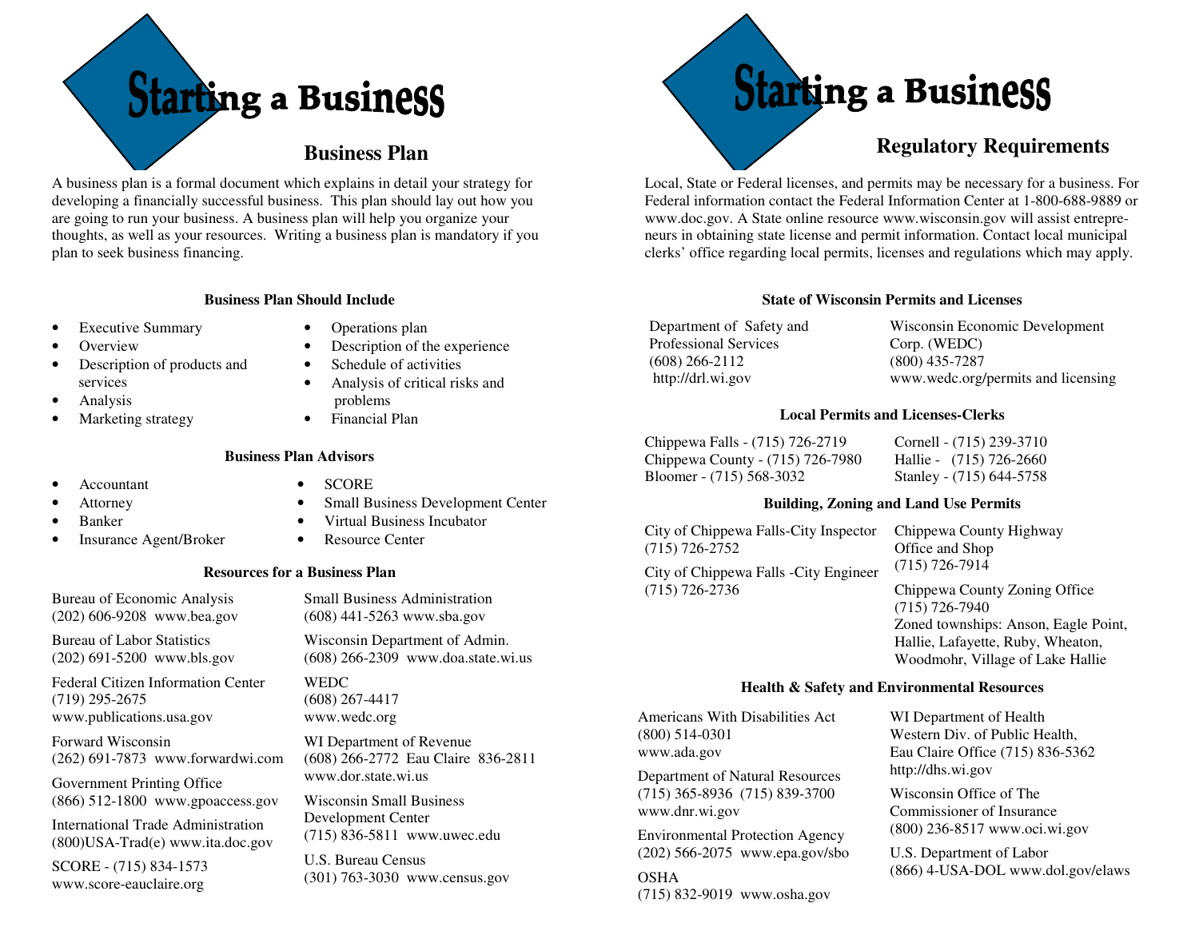# Starting a Business

## Business Plan

A business plan is a formal document which explains in detail your strategy for developing a financially successful business. This plan should lay out how you are going to run your business. A business plan will help you organize your thoughts, as well as your resources. Writing a business plan is mandatory if you plan to seek business financing.

### Business Plan Should Include

- Executive Summary
- Overview
- Description of products and services
- Analysis
- Marketing strategy
- Operations plan
- Description of the experience
- Schedule of activities
- Analysis of critical risks and problems
- Financial Plan

### Business Plan Advisors

- Accountant
- Attorney
- Banker
- Insurance Agent/Broker
- SCORE
- Small Business Development Center
- Virtual Business Incubator
- Resource Center

### Resources for a Business Plan

Bureau of Economic Analysis
(202) 606-9208 www.bea.gov

Bureau of Labor Statistics
(202) 691-5200 www.bls.gov

Federal Citizen Information Center
(719) 295-2675
www.publications.usa.gov

Forward Wisconsin
(262) 691-7873 www.forwardwi.com

Government Printing Office
(866) 512-1800 www.gpoaccess.gov

International Trade Administration
(800)USA-Trad(e) www.ita.doc.gov

SCORE - (715) 834-1573
www.score-eauclaire.org

Small Business Administration
(608) 441-5263 www.sba.gov

Wisconsin Department of Admin.
(608) 266-2309 www.doa.state.wi.us

WEDC
(608) 267-4417
www.wedc.org

WI Department of Revenue
(608) 266-2772 Eau Claire 836-2811
www.dor.state.wi.us

Wisconsin Small Business Development Center
(715) 836-5811 www.uwec.edu

U.S. Bureau Census
(301) 763-3030 www.census.gov

# Starting a Business

## Regulatory Requirements

Local, State or Federal licenses, and permits may be necessary for a business. For Federal information contact the Federal Information Center at 1-800-688-9889 or www.doc.gov. A State online resource www.wisconsin.gov will assist entrepreneurs in obtaining state license and permit information. Contact local municipal clerks' office regarding local permits, licenses and regulations which may apply.

### State of Wisconsin Permits and Licenses

Department of Safety and Professional Services
(608) 266-2112
http://drl.wi.gov

Wisconsin Economic Development Corp. (WEDC)
(800) 435-7287
www.wedc.org/permits and licensing

### Local Permits and Licenses-Clerks

Chippewa Falls - (715) 726-2719
Chippewa County - (715) 726-7980
Bloomer - (715) 568-3032
Cornell - (715) 239-3710
Hallie - (715) 726-2660
Stanley - (715) 644-5758

### Building, Zoning and Land Use Permits

City of Chippewa Falls-City Inspector
(715) 726-2752

City of Chippewa Falls -City Engineer
(715) 726-2736

Chippewa County Highway Office and Shop
(715) 726-7914

Chippewa County Zoning Office
(715) 726-7940
Zoned townships: Anson, Eagle Point, Hallie, Lafayette, Ruby, Wheaton, Woodmohr, Village of Lake Hallie

### Health & Safety and Environmental Resources

Americans With Disabilities Act
(800) 514-0301
www.ada.gov

Department of Natural Resources
(715) 365-8936 (715) 839-3700
www.dnr.wi.gov

Environmental Protection Agency
(202) 566-2075 www.epa.gov/sbo

OSHA
(715) 832-9019 www.osha.gov

WI Department of Health
Western Div. of Public Health,
Eau Claire Office (715) 836-5362
http://dhs.wi.gov

Wisconsin Office of The Commissioner of Insurance
(800) 236-8517 www.oci.wi.gov

U.S. Department of Labor
(866) 4-USA-DOL www.dol.gov/elaws